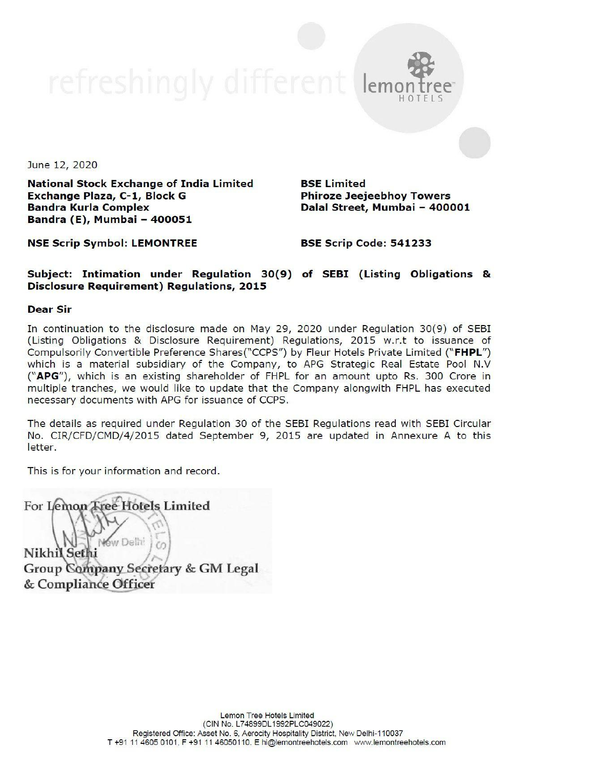June 12, 2020

**National Stock Exchange of India Limited**
**Exchange Plaza, C-1, Block G**
**Bandra Kurla Complex**
**Bandra (E), Mumbai – 400051**

**BSE Limited**
**Phiroze Jeejeebhoy Towers**
**Dalal Street, Mumbai – 400001**

**NSE Scrip Symbol: LEMONTREE**

**BSE Scrip Code: 541233**

**Subject: Intimation under Regulation 30(9) of SEBI (Listing Obligations & Disclosure Requirement) Regulations, 2015**

**Dear Sir**

In continuation to the disclosure made on May 29, 2020 under Regulation 30(9) of SEBI (Listing Obligations & Disclosure Requirement) Regulations, 2015 w.r.t to issuance of Compulsorily Convertible Preference Shares("CCPS") by Fleur Hotels Private Limited ("**FHPL**") which is a material subsidiary of the Company, to APG Strategic Real Estate Pool N.V ("**APG**"), which is an existing shareholder of FHPL for an amount upto Rs. 300 Crore in multiple tranches, we would like to update that the Company alongwith FHPL has executed necessary documents with APG for issuance of CCPS.

The details as required under Regulation 30 of the SEBI Regulations read with SEBI Circular No. CIR/CFD/CMD/4/2015 dated September 9, 2015 are updated in Annexure A to this letter.

This is for your information and record.

For Lemon Tree Hotels Limited

Nikhil Sethi
Group Company Secretary & GM Legal & Compliance Officer

Lemon Tree Hotels Limited
(CIN No. L74899DL1992PLC049022)
Registered Office: Asset No. 6, Aerocity Hospitality District, New Delhi-110037
T +91 11 4605 0101, F +91 11 46050110. E hi@lemontreehotels.com www.lemontreehotels.com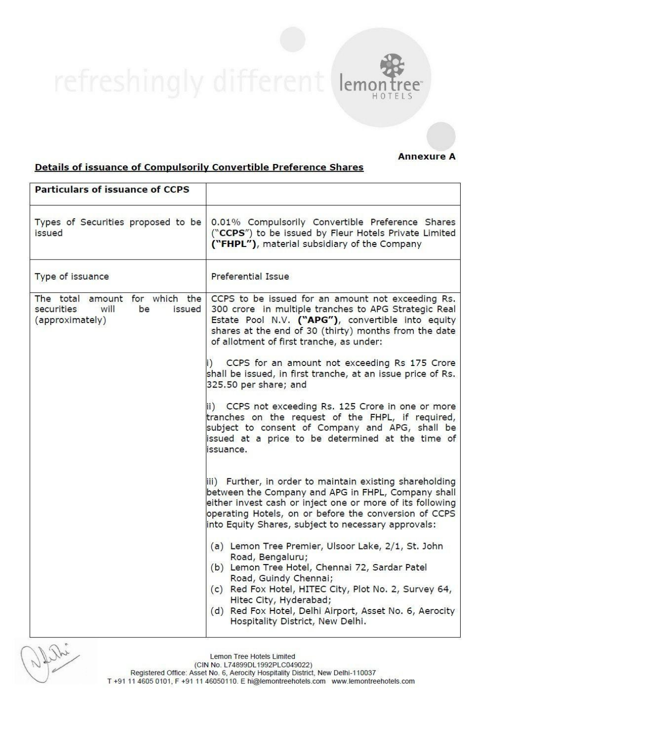**Annexure A**

## Details of issuance of Compulsorily Convertible Preference Shares

| Particulars of issuance of CCPS | |
|---|---|
| Types of Securities proposed to be issued | 0.01% Compulsorily Convertible Preference Shares ("**CCPS**") to be issued by Fleur Hotels Private Limited **("FHPL")**, material subsidiary of the Company |
| Type of issuance | Preferential Issue |
| The total amount for which the securities will be issued (approximately) | CCPS to be issued for an amount not exceeding Rs. 300 crore in multiple tranches to APG Strategic Real Estate Pool N.V. **("APG")**, convertible into equity shares at the end of 30 (thirty) months from the date of allotment of first tranche, as under:<br><br>i) CCPS for an amount not exceeding Rs 175 Crore shall be issued, in first tranche, at an issue price of Rs. 325.50 per share; and<br><br>ii) CCPS not exceeding Rs. 125 Crore in one or more tranches on the request of the FHPL, if required, subject to consent of Company and APG, shall be issued at a price to be determined at the time of issuance.<br><br>iii) Further, in order to maintain existing shareholding between the Company and APG in FHPL, Company shall either invest cash or inject one or more of its following operating Hotels, on or before the conversion of CCPS into Equity Shares, subject to necessary approvals:<br><br>(a) Lemon Tree Premier, Ulsoor Lake, 2/1, St. John Road, Bengaluru;<br>(b) Lemon Tree Hotel, Chennai 72, Sardar Patel Road, Guindy Chennai;<br>(c) Red Fox Hotel, HITEC City, Plot No. 2, Survey 64, Hitec City, Hyderabad;<br>(d) Red Fox Hotel, Delhi Airport, Asset No. 6, Aerocity Hospitality District, New Delhi. |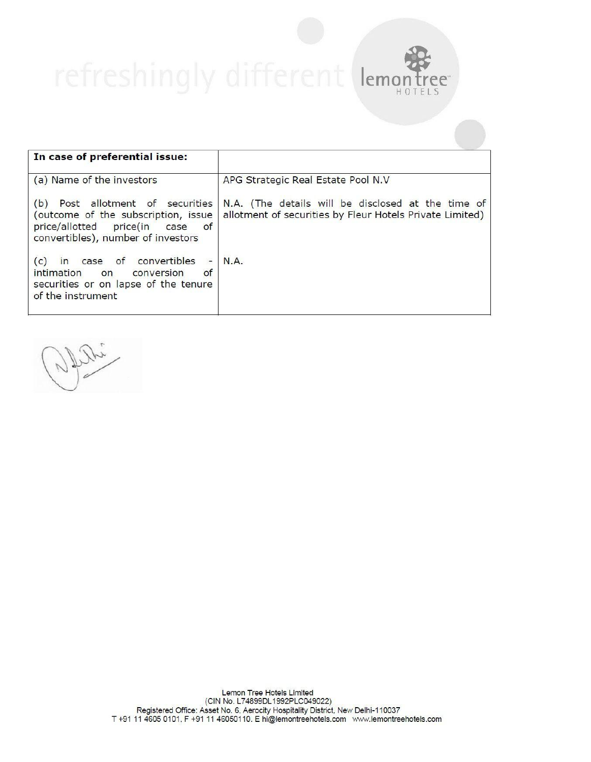| In case of preferential issue: | |
|---|---|
| (a) Name of the investors | APG Strategic Real Estate Pool N.V |
| (b) Post allotment of securities (outcome of the subscription, issue price/allotted price(in case of convertibles), number of investors | N.A. (The details will be disclosed at the time of allotment of securities by Fleur Hotels Private Limited) |
| (c) in case of convertibles - intimation on conversion of securities or on lapse of the tenure of the instrument | N.A. |

Lemon Tree Hotels Limited
(CIN No. L74899DL1992PLC049022)
Registered Office: Asset No. 6, Aerocity Hospitality District, New Delhi-110037
T +91 11 4605 0101, F +91 11 46050110. E hi@lemontreehotels.com www.lemontreehotels.com